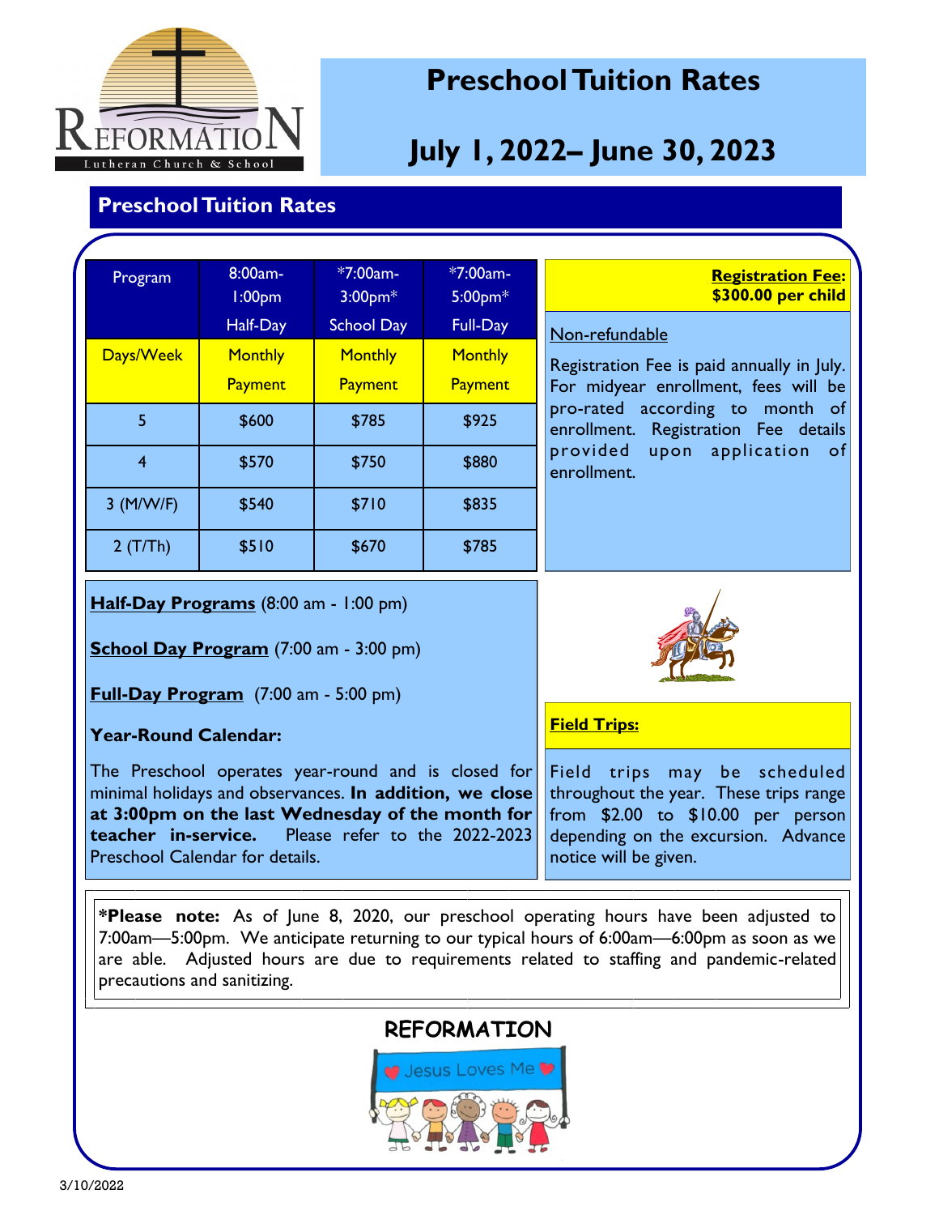# Preschool Tuition Rates

# July 1, 2022– June 30, 2023

## Preschool Tuition Rates

| Program | 8:00am-1:00pm Half-Day | *7:00am-3:00pm* School Day | *7:00am-5:00pm* Full-Day |
|---|---|---|---|
| Days/Week | Monthly Payment | Monthly Payment | Monthly Payment |
| 5 | $600 | $785 | $925 |
| 4 | $570 | $750 | $880 |
| 3 (M/W/F) | $540 | $710 | $835 |
| 2 (T/Th) | $510 | $670 | $785 |

**Registration Fee: $300.00 per child**

Non-refundable

Registration Fee is paid annually in July. For midyear enrollment, fees will be pro-rated according to month of enrollment. Registration Fee details provided upon application of enrollment.

**Half-Day Programs** (8:00 am - 1:00 pm)

**School Day Program** (7:00 am - 3:00 pm)

**Full-Day Program** (7:00 am - 5:00 pm)

**Year-Round Calendar:**

The Preschool operates year-round and is closed for minimal holidays and observances. **In addition, we close at 3:00pm on the last Wednesday of the month for teacher in-service.** Please refer to the 2022-2023 Preschool Calendar for details.

**Field Trips:**

Field trips may be scheduled throughout the year. These trips range from $2.00 to $10.00 per person depending on the excursion. Advance notice will be given.

***Please note:** As of June 8, 2020, our preschool operating hours have been adjusted to 7:00am—5:00pm. We anticipate returning to our typical hours of 6:00am—6:00pm as soon as we are able. Adjusted hours are due to requirements related to staffing and pandemic-related precautions and sanitizing.

REFORMATION

3/10/2022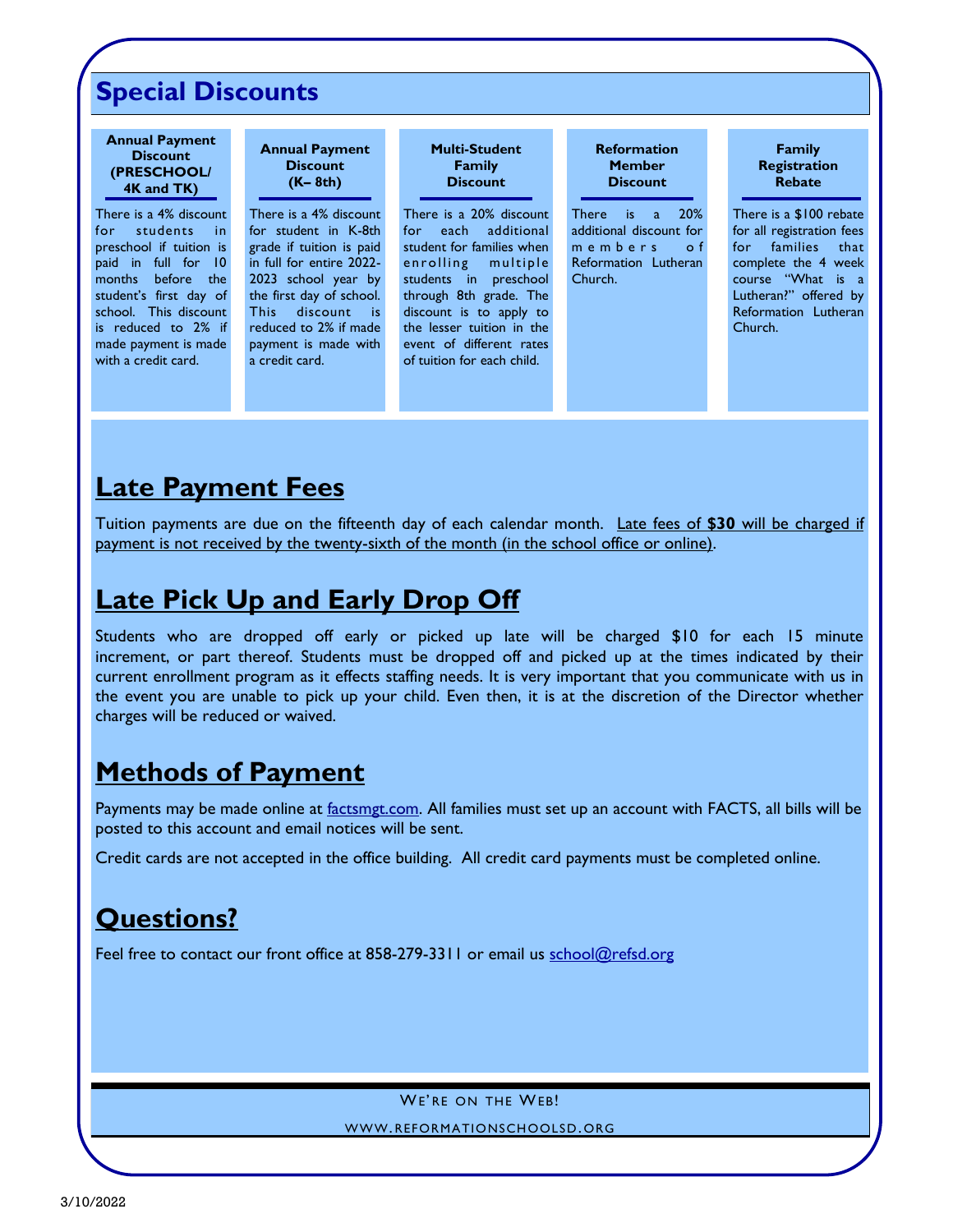## Special Discounts

### Annual Payment Discount (PRESCHOOL/ 4K and TK)

There is a 4% discount for students in preschool if tuition is paid in full for 10 months before the student's first day of school. This discount is reduced to 2% if made payment is made with a credit card.

### Annual Payment Discount (K– 8th)

There is a 4% discount for student in K-8th grade if tuition is paid in full for entire 2022-2023 school year by the first day of school. This discount is reduced to 2% if made payment is made with a credit card.

### Multi-Student Family Discount

There is a 20% discount for each additional student for families when enrolling multiple students in preschool through 8th grade. The discount is to apply to the lesser tuition in the event of different rates of tuition for each child.

### Reformation Member Discount

There is a 20% additional discount for members of Reformation Lutheran Church.

### Family Registration Rebate

There is a $100 rebate for all registration fees for families that complete the 4 week course "What is a Lutheran?" offered by Reformation Lutheran Church.

## Late Payment Fees

Tuition payments are due on the fifteenth day of each calendar month. Late fees of **$30** will be charged if payment is not received by the twenty-sixth of the month (in the school office or online).

## Late Pick Up and Early Drop Off

Students who are dropped off early or picked up late will be charged $10 for each 15 minute increment, or part thereof. Students must be dropped off and picked up at the times indicated by their current enrollment program as it effects staffing needs. It is very important that you communicate with us in the event you are unable to pick up your child. Even then, it is at the discretion of the Director whether charges will be reduced or waived.

## Methods of Payment

Payments may be made online at factsmgt.com. All families must set up an account with FACTS, all bills will be posted to this account and email notices will be sent.

Credit cards are not accepted in the office building. All credit card payments must be completed online.

## Questions?

Feel free to contact our front office at 858-279-3311 or email us school@refsd.org

WE'RE ON THE WEB!

WWW.REFORMATIONSCHOOLSD.ORG

3/10/2022